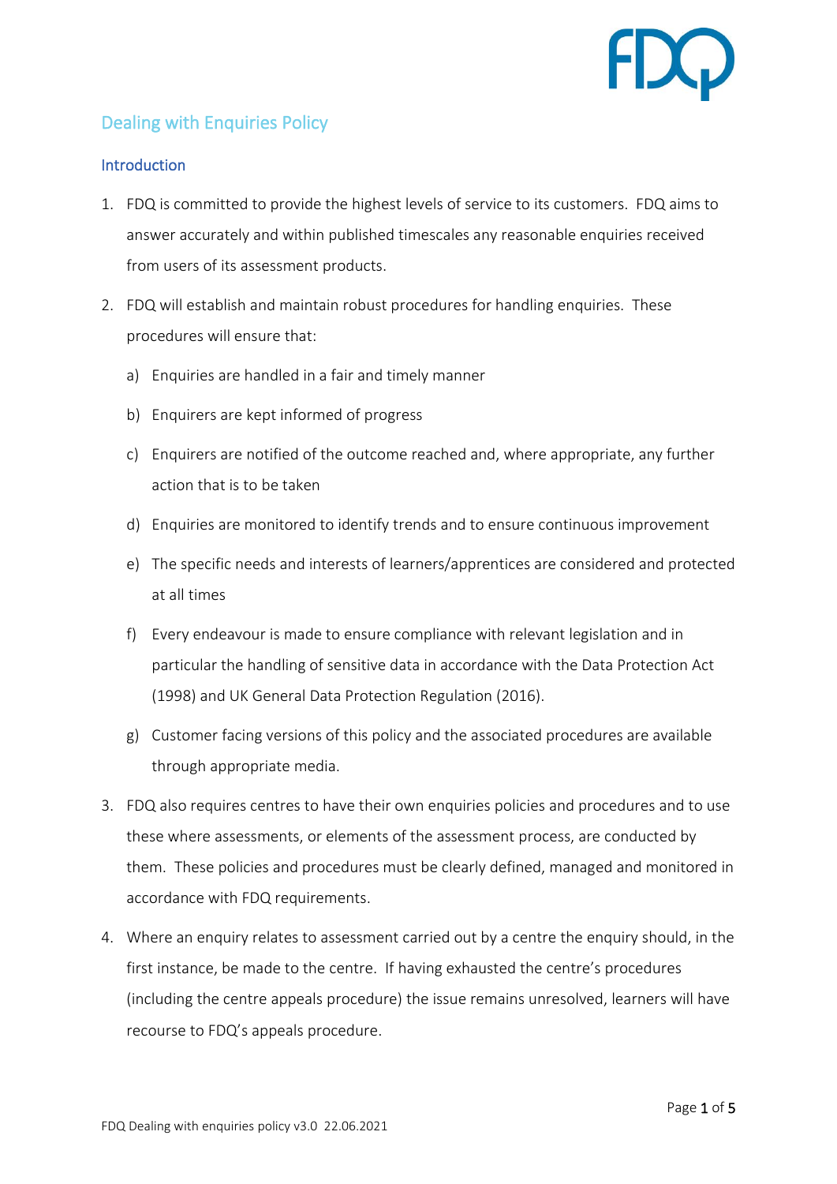# Dealing with Enquiries Policy

## Introduction

1. FDQ is committed to provide the highest levels of service to its customers. FDQ aims to answer accurately and within published timescales any reasonable enquiries received from users of its assessment products.

2. FDQ will establish and maintain robust procedures for handling enquiries. These procedures will ensure that:

   a) Enquiries are handled in a fair and timely manner

   b) Enquirers are kept informed of progress

   c) Enquirers are notified of the outcome reached and, where appropriate, any further action that is to be taken

   d) Enquiries are monitored to identify trends and to ensure continuous improvement

   e) The specific needs and interests of learners/apprentices are considered and protected at all times

   f) Every endeavour is made to ensure compliance with relevant legislation and in particular the handling of sensitive data in accordance with the Data Protection Act (1998) and UK General Data Protection Regulation (2016).

   g) Customer facing versions of this policy and the associated procedures are available through appropriate media.

3. FDQ also requires centres to have their own enquiries policies and procedures and to use these where assessments, or elements of the assessment process, are conducted by them. These policies and procedures must be clearly defined, managed and monitored in accordance with FDQ requirements.

4. Where an enquiry relates to assessment carried out by a centre the enquiry should, in the first instance, be made to the centre. If having exhausted the centre's procedures (including the centre appeals procedure) the issue remains unresolved, learners will have recourse to FDQ's appeals procedure.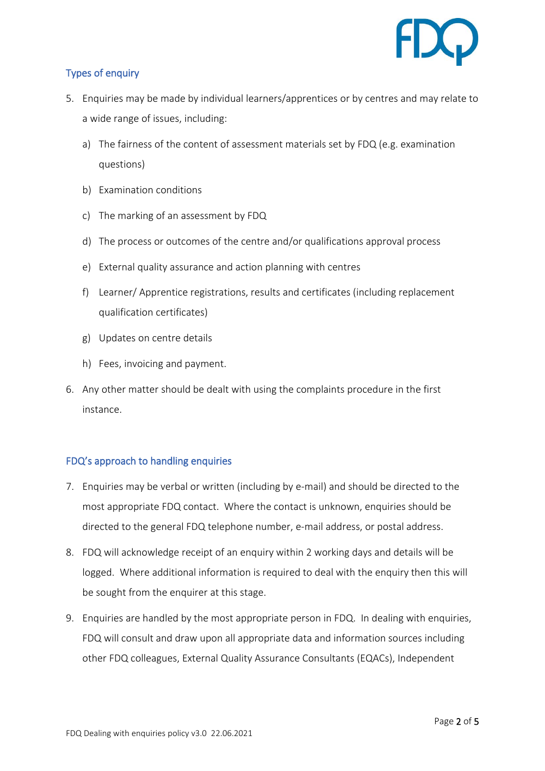## Types of enquiry

5. Enquiries may be made by individual learners/apprentices or by centres and may relate to a wide range of issues, including:
   a) The fairness of the content of assessment materials set by FDQ (e.g. examination questions)
   b) Examination conditions
   c) The marking of an assessment by FDQ
   d) The process or outcomes of the centre and/or qualifications approval process
   e) External quality assurance and action planning with centres
   f) Learner/ Apprentice registrations, results and certificates (including replacement qualification certificates)
   g) Updates on centre details
   h) Fees, invoicing and payment.
6. Any other matter should be dealt with using the complaints procedure in the first instance.

## FDQ's approach to handling enquiries

7. Enquiries may be verbal or written (including by e-mail) and should be directed to the most appropriate FDQ contact. Where the contact is unknown, enquiries should be directed to the general FDQ telephone number, e-mail address, or postal address.
8. FDQ will acknowledge receipt of an enquiry within 2 working days and details will be logged. Where additional information is required to deal with the enquiry then this will be sought from the enquirer at this stage.
9. Enquiries are handled by the most appropriate person in FDQ. In dealing with enquiries, FDQ will consult and draw upon all appropriate data and information sources including other FDQ colleagues, External Quality Assurance Consultants (EQACs), Independent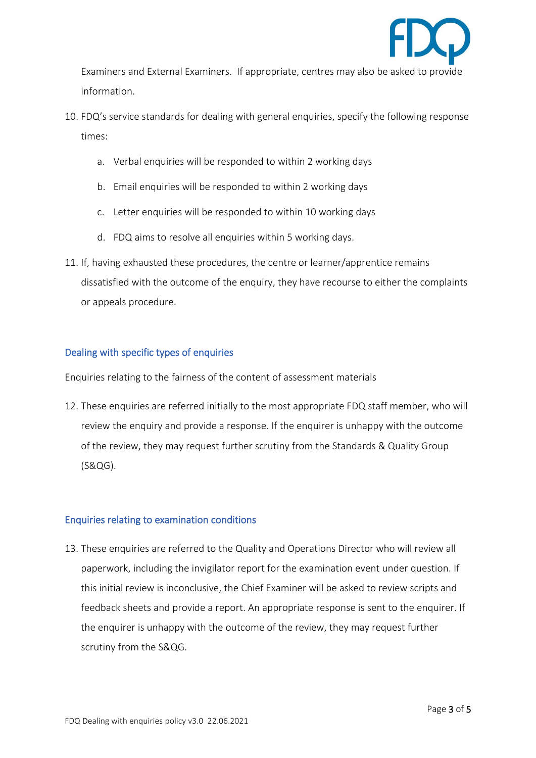Examiners and External Examiners. If appropriate, centres may also be asked to provide information.

10. FDQ's service standards for dealing with general enquiries, specify the following response times:

    a. Verbal enquiries will be responded to within 2 working days

    b. Email enquiries will be responded to within 2 working days

    c. Letter enquiries will be responded to within 10 working days

    d. FDQ aims to resolve all enquiries within 5 working days.

11. If, having exhausted these procedures, the centre or learner/apprentice remains dissatisfied with the outcome of the enquiry, they have recourse to either the complaints or appeals procedure.

## Dealing with specific types of enquiries

Enquiries relating to the fairness of the content of assessment materials

12. These enquiries are referred initially to the most appropriate FDQ staff member, who will review the enquiry and provide a response. If the enquirer is unhappy with the outcome of the review, they may request further scrutiny from the Standards & Quality Group (S&QG).

## Enquiries relating to examination conditions

13. These enquiries are referred to the Quality and Operations Director who will review all paperwork, including the invigilator report for the examination event under question. If this initial review is inconclusive, the Chief Examiner will be asked to review scripts and feedback sheets and provide a report. An appropriate response is sent to the enquirer. If the enquirer is unhappy with the outcome of the review, they may request further scrutiny from the S&QG.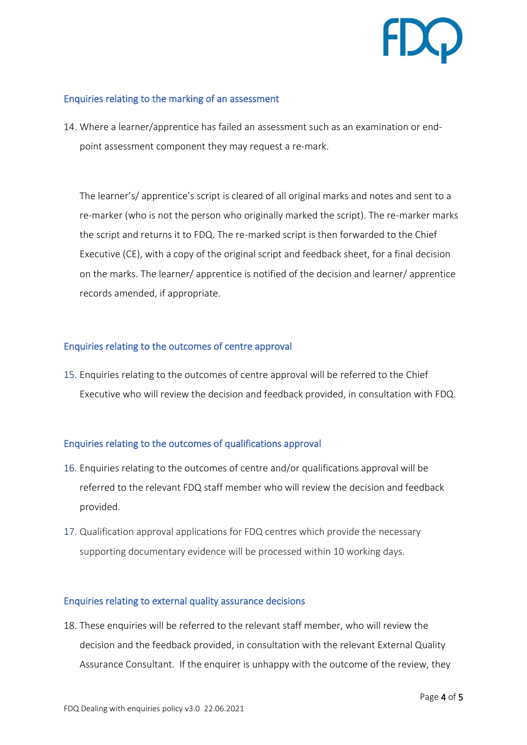## Enquiries relating to the marking of an assessment

14. Where a learner/apprentice has failed an assessment such as an examination or end-point assessment component they may request a re-mark.

    The learner's/ apprentice's script is cleared of all original marks and notes and sent to a re-marker (who is not the person who originally marked the script). The re-marker marks the script and returns it to FDQ. The re-marked script is then forwarded to the Chief Executive (CE), with a copy of the original script and feedback sheet, for a final decision on the marks. The learner/ apprentice is notified of the decision and learner/ apprentice records amended, if appropriate.

## Enquiries relating to the outcomes of centre approval

15. Enquiries relating to the outcomes of centre approval will be referred to the Chief Executive who will review the decision and feedback provided, in consultation with FDQ.

## Enquiries relating to the outcomes of qualifications approval

16. Enquiries relating to the outcomes of centre and/or qualifications approval will be referred to the relevant FDQ staff member who will review the decision and feedback provided.
17. Qualification approval applications for FDQ centres which provide the necessary supporting documentary evidence will be processed within 10 working days.

## Enquiries relating to external quality assurance decisions

18. These enquiries will be referred to the relevant staff member, who will review the decision and the feedback provided, in consultation with the relevant External Quality Assurance Consultant. If the enquirer is unhappy with the outcome of the review, they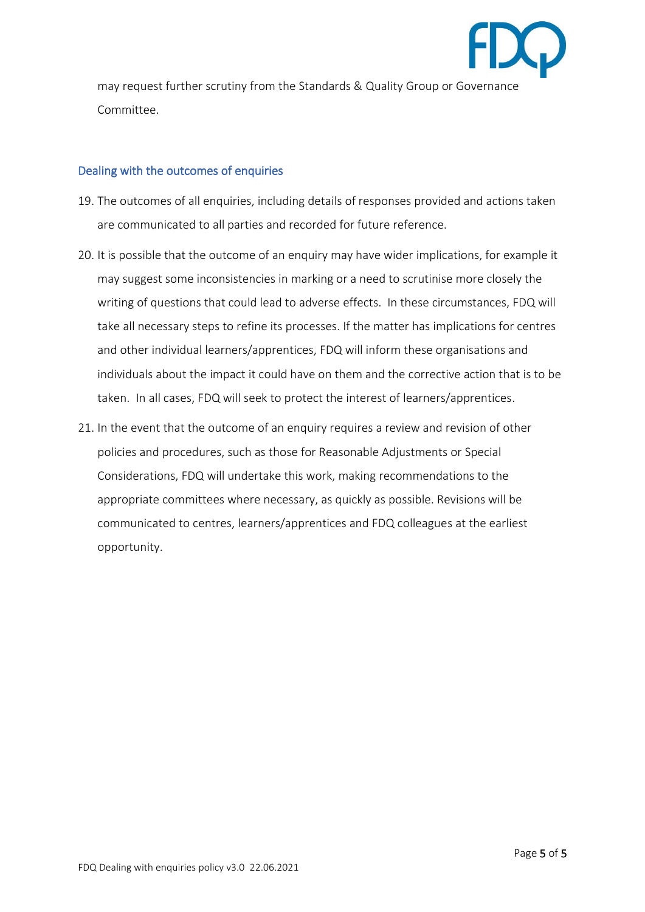may request further scrutiny from the Standards & Quality Group or Governance Committee.

## Dealing with the outcomes of enquiries

19. The outcomes of all enquiries, including details of responses provided and actions taken are communicated to all parties and recorded for future reference.
20. It is possible that the outcome of an enquiry may have wider implications, for example it may suggest some inconsistencies in marking or a need to scrutinise more closely the writing of questions that could lead to adverse effects. In these circumstances, FDQ will take all necessary steps to refine its processes. If the matter has implications for centres and other individual learners/apprentices, FDQ will inform these organisations and individuals about the impact it could have on them and the corrective action that is to be taken. In all cases, FDQ will seek to protect the interest of learners/apprentices.
21. In the event that the outcome of an enquiry requires a review and revision of other policies and procedures, such as those for Reasonable Adjustments or Special Considerations, FDQ will undertake this work, making recommendations to the appropriate committees where necessary, as quickly as possible. Revisions will be communicated to centres, learners/apprentices and FDQ colleagues at the earliest opportunity.